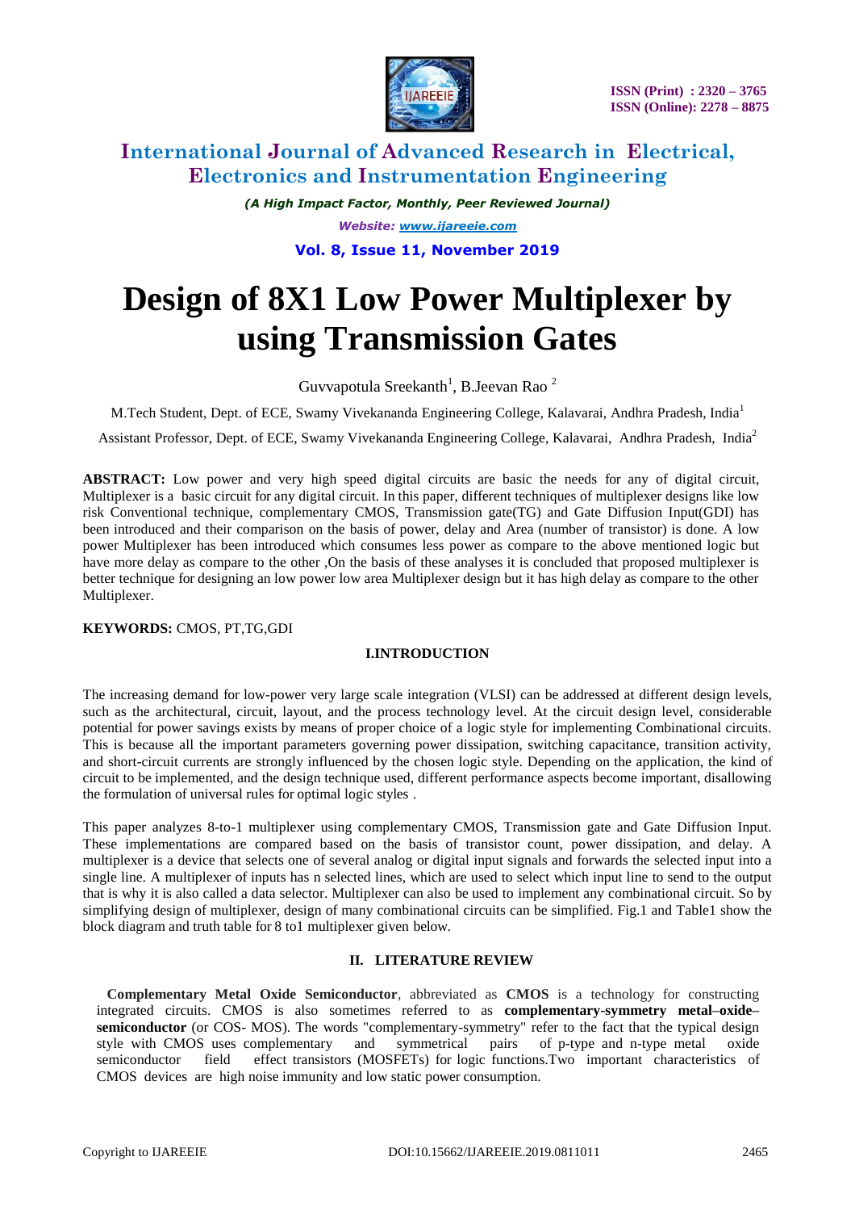# Design of 8X1 Low Power Multiplexer by using Transmission Gates

Guvvapotula Sreekanth[1], B.Jeevan Rao [2]

M.Tech Student, Dept. of ECE, Swamy Vivekananda Engineering College, Kalavarai, Andhra Pradesh, India[1]

Assistant Professor, Dept. of ECE, Swamy Vivekananda Engineering College, Kalavarai, Andhra Pradesh, India[2]

**ABSTRACT:** Low power and very high speed digital circuits are basic the needs for any of digital circuit, Multiplexer is a basic circuit for any digital circuit. In this paper, different techniques of multiplexer designs like low risk Conventional technique, complementary CMOS, Transmission gate(TG) and Gate Diffusion Input(GDI) has been introduced and their comparison on the basis of power, delay and Area (number of transistor) is done. A low power Multiplexer has been introduced which consumes less power as compare to the above mentioned logic but have more delay as compare to the other ,On the basis of these analyses it is concluded that proposed multiplexer is better technique for designing an low power low area Multiplexer design but it has high delay as compare to the other Multiplexer.

**KEYWORDS:** CMOS, PT,TG,GDI

## I.INTRODUCTION

The increasing demand for low-power very large scale integration (VLSI) can be addressed at different design levels, such as the architectural, circuit, layout, and the process technology level. At the circuit design level, considerable potential for power savings exists by means of proper choice of a logic style for implementing Combinational circuits. This is because all the important parameters governing power dissipation, switching capacitance, transition activity, and short-circuit currents are strongly influenced by the chosen logic style. Depending on the application, the kind of circuit to be implemented, and the design technique used, different performance aspects become important, disallowing the formulation of universal rules for optimal logic styles .

This paper analyzes 8-to-1 multiplexer using complementary CMOS, Transmission gate and Gate Diffusion Input. These implementations are compared based on the basis of transistor count, power dissipation, and delay. A multiplexer is a device that selects one of several analog or digital input signals and forwards the selected input into a single line. A multiplexer of inputs has n selected lines, which are used to select which input line to send to the output that is why it is also called a data selector. Multiplexer can also be used to implement any combinational circuit. So by simplifying design of multiplexer, design of many combinational circuits can be simplified. Fig.1 and Table1 show the block diagram and truth table for 8 to1 multiplexer given below.

## II. LITERATURE REVIEW

**Complementary Metal Oxide Semiconductor**, abbreviated as **CMOS** is a technology for constructing integrated circuits. CMOS is also sometimes referred to as **complementary-symmetry metal–oxide–semiconductor** (or COS- MOS). The words "complementary-symmetry" refer to the fact that the typical design style with CMOS uses complementary and symmetrical pairs of p-type and n-type metal oxide semiconductor field effect transistors (MOSFETs) for logic functions.Two important characteristics of CMOS devices are high noise immunity and low static power consumption.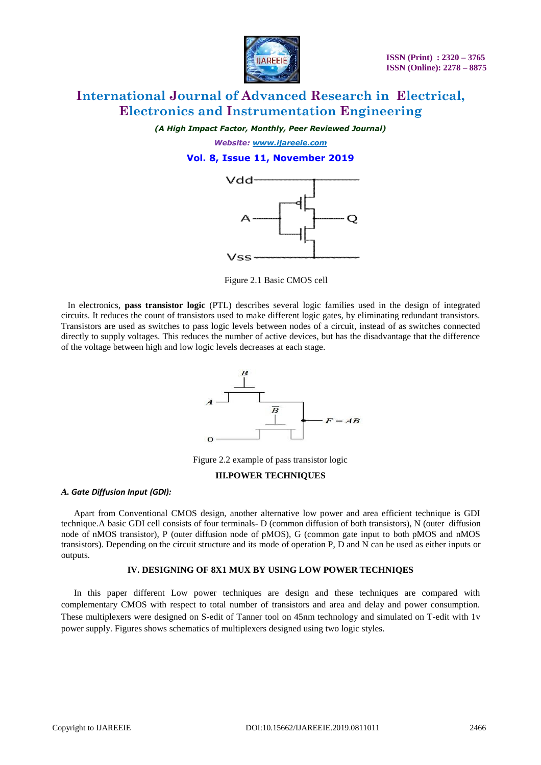Figure 2.1 Basic CMOS cell

In electronics, **pass transistor logic** (PTL) describes several logic families used in the design of integrated circuits. It reduces the count of transistors used to make different logic gates, by eliminating redundant transistors. Transistors are used as switches to pass logic levels between nodes of a circuit, instead of as switches connected directly to supply voltages. This reduces the number of active devices, but has the disadvantage that the difference of the voltage between high and low logic levels decreases at each stage.

Figure 2.2 example of pass transistor logic

## III.POWER TECHNIQUES

### *A. Gate Diffusion Input (GDI):*

Apart from Conventional CMOS design, another alternative low power and area efficient technique is GDI technique.A basic GDI cell consists of four terminals- D (common diffusion of both transistors), N (outer diffusion node of nMOS transistor), P (outer diffusion node of pMOS), G (common gate input to both pMOS and nMOS transistors). Depending on the circuit structure and its mode of operation P, D and N can be used as either inputs or outputs.

## IV. DESIGNING OF 8X1 MUX BY USING LOW POWER TECHNIQES

In this paper different Low power techniques are design and these techniques are compared with complementary CMOS with respect to total number of transistors and area and delay and power consumption. These multiplexers were designed on S-edit of Tanner tool on 45nm technology and simulated on T-edit with 1v power supply. Figures shows schematics of multiplexers designed using two logic styles.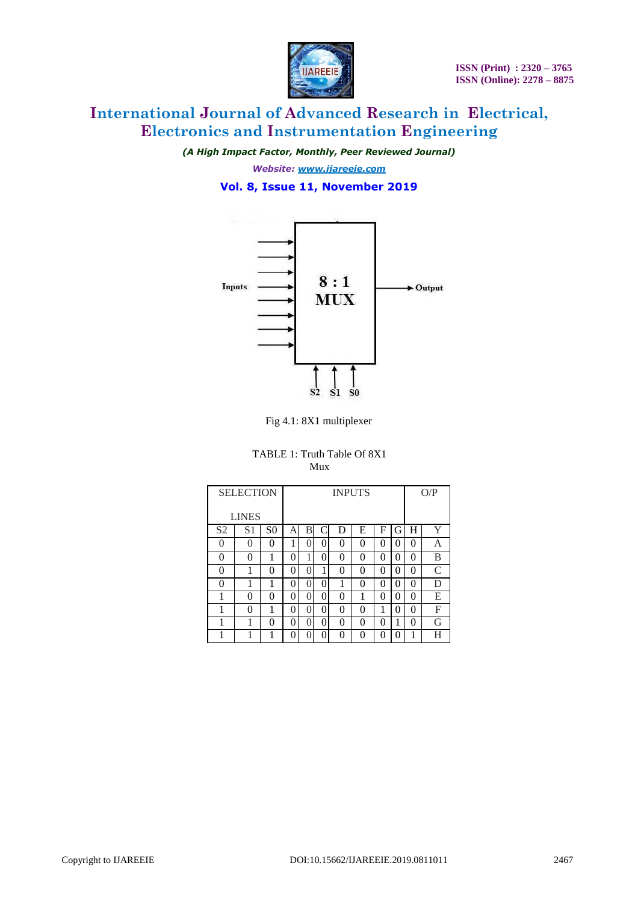Fig 4.1: 8X1 multiplexer

TABLE 1: Truth Table Of 8X1 Mux

| SELECTION LINES | | | INPUTS | | | | | | | | O/P |
|---|---|---|---|---|---|---|---|---|---|---|---|
| S2 | S1 | S0 | A | B | C | D | E | F | G | H | Y |
| 0 | 0 | 0 | 1 | 0 | 0 | 0 | 0 | 0 | 0 | 0 | A |
| 0 | 0 | 1 | 0 | 1 | 0 | 0 | 0 | 0 | 0 | 0 | B |
| 0 | 1 | 0 | 0 | 0 | 1 | 0 | 0 | 0 | 0 | 0 | C |
| 0 | 1 | 1 | 0 | 0 | 0 | 1 | 0 | 0 | 0 | 0 | D |
| 1 | 0 | 0 | 0 | 0 | 0 | 0 | 1 | 0 | 0 | 0 | E |
| 1 | 0 | 1 | 0 | 0 | 0 | 0 | 0 | 1 | 0 | 0 | F |
| 1 | 1 | 0 | 0 | 0 | 0 | 0 | 0 | 0 | 1 | 0 | G |
| 1 | 1 | 1 | 0 | 0 | 0 | 0 | 0 | 0 | 0 | 1 | H |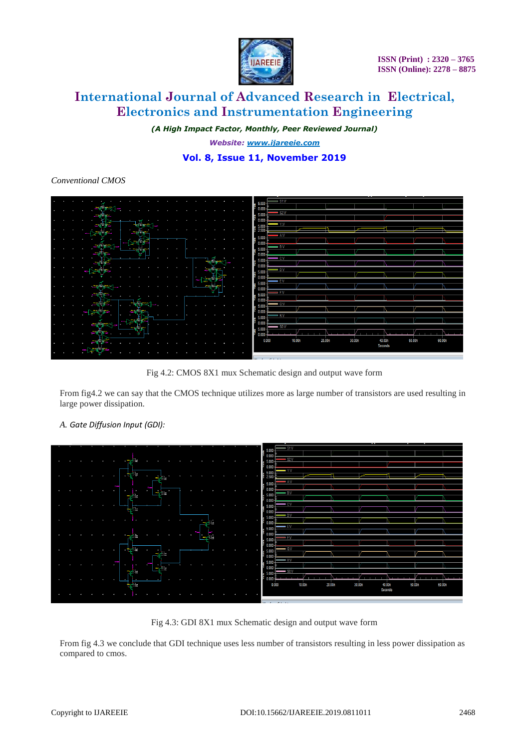*Conventional CMOS*

Fig 4.2: CMOS 8X1 mux Schematic design and output wave form

From fig4.2 we can say that the CMOS technique utilizes more as large number of transistors are used resulting in large power dissipation.

*A. Gate Diffusion Input (GDI):*

Fig 4.3: GDI 8X1 mux Schematic design and output wave form

From fig 4.3 we conclude that GDI technique uses less number of transistors resulting in less power dissipation as compared to cmos.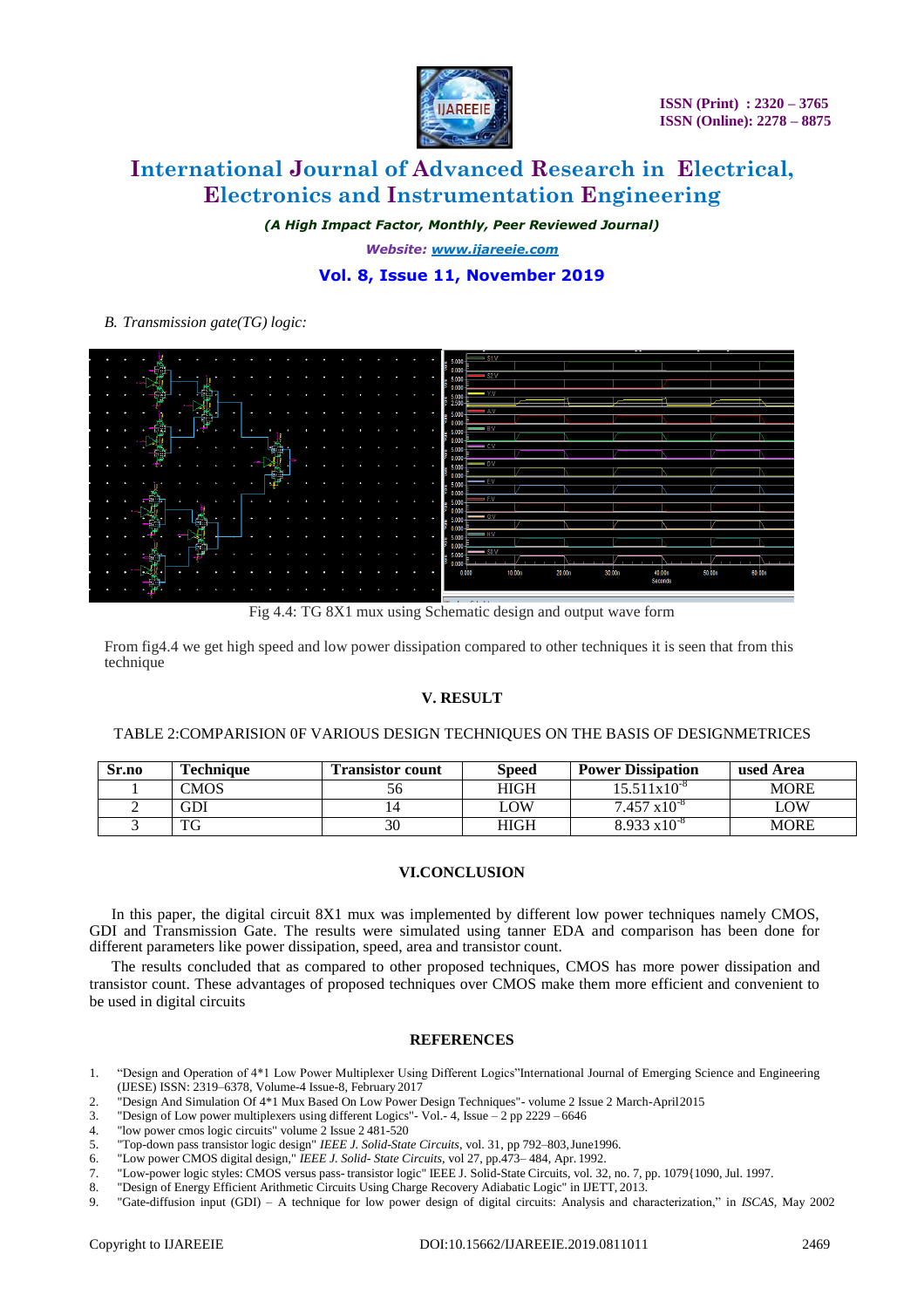*B. Transmission gate(TG) logic:*

Fig 4.4: TG 8X1 mux using Schematic design and output wave form

From fig4.4 we get high speed and low power dissipation compared to other techniques it is seen that from this technique

## V. RESULT

TABLE 2:COMPARISION 0F VARIOUS DESIGN TECHNIQUES ON THE BASIS OF DESIGNMETRICES

| Sr.no | Technique | Transistor count | Speed | Power Dissipation | used Area |
|---|---|---|---|---|---|
| 1 | CMOS | 56 | HIGH | $15.511 \times 10^{-8}$ | MORE |
| 2 | GDI | 14 | LOW | $7.457 \times 10^{-8}$ | LOW |
| 3 | TG | 30 | HIGH | $8.933 \times 10^{-8}$ | MORE |

## VI.CONCLUSION

In this paper, the digital circuit 8X1 mux was implemented by different low power techniques namely CMOS, GDI and Transmission Gate. The results were simulated using tanner EDA and comparison has been done for different parameters like power dissipation, speed, area and transistor count.

The results concluded that as compared to other proposed techniques, CMOS has more power dissipation and transistor count. These advantages of proposed techniques over CMOS make them more efficient and convenient to be used in digital circuits

## REFERENCES

1. "Design and Operation of 4*1 Low Power Multiplexer Using Different Logics"International Journal of Emerging Science and Engineering (IJESE) ISSN: 2319–6378, Volume-4 Issue-8, February 2017
2. "Design And Simulation Of 4*1 Mux Based On Low Power Design Techniques"- volume 2 Issue 2 March-April2015
3. "Design of Low power multiplexers using different Logics"- Vol.- 4, Issue – 2 pp 2229 – 6646
4. "low power cmos logic circuits" volume 2 Issue 2 481-520
5. "Top-down pass transistor logic design" *IEEE J. Solid-State Circuits*, vol. 31, pp 792–803, June1996.
6. "Low power CMOS digital design," *IEEE J. Solid- State Circuits*, vol 27, pp.473– 484, Apr. 1992.
7. "Low-power logic styles: CMOS versus pass- transistor logic" IEEE J. Solid-State Circuits, vol. 32, no. 7, pp. 1079{1090, Jul. 1997.
8. "Design of Energy Efficient Arithmetic Circuits Using Charge Recovery Adiabatic Logic" in IJETT, 2013.
9. "Gate-diffusion input (GDI) – A technique for low power design of digital circuits: Analysis and characterization," in *ISCAS*, May 2002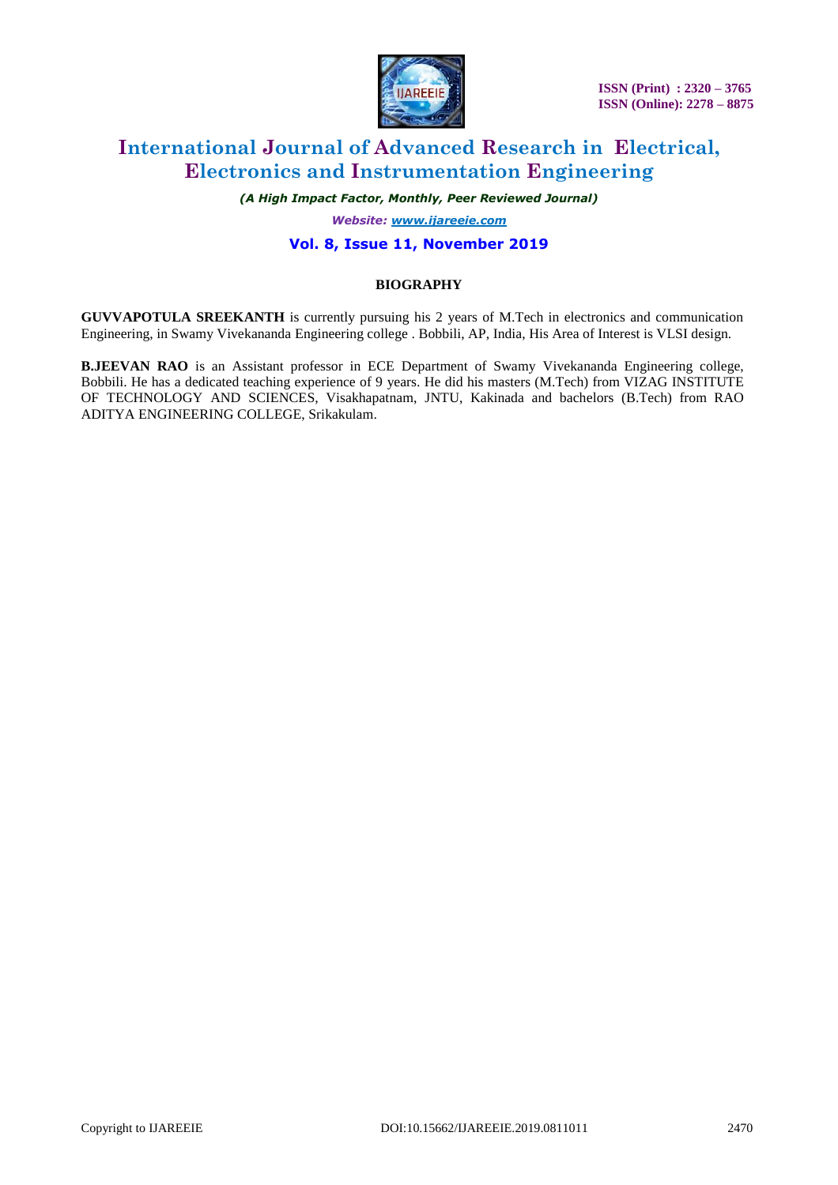### BIOGRAPHY

**GUVVAPOTULA SREEKANTH** is currently pursuing his 2 years of M.Tech in electronics and communication Engineering, in Swamy Vivekananda Engineering college . Bobbili, AP, India, His Area of Interest is VLSI design.

**B.JEEVAN RAO** is an Assistant professor in ECE Department of Swamy Vivekananda Engineering college, Bobbili. He has a dedicated teaching experience of 9 years. He did his masters (M.Tech) from VIZAG INSTITUTE OF TECHNOLOGY AND SCIENCES, Visakhapatnam, JNTU, Kakinada and bachelors (B.Tech) from RAO ADITYA ENGINEERING COLLEGE, Srikakulam.